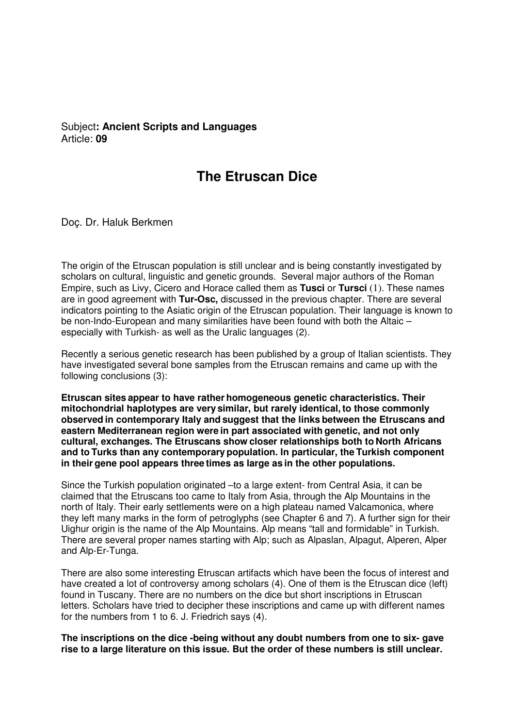Subject**: Ancient Scripts and Languages**
Article: **09**

# The Etruscan Dice

Doç. Dr. Haluk Berkmen

The origin of the Etruscan population is still unclear and is being constantly investigated by scholars on cultural, linguistic and genetic grounds. Several major authors of the Roman Empire, such as Livy, Cicero and Horace called them as **Tusci** or **Tursci** (1). These names are in good agreement with **Tur-Osc,** discussed in the previous chapter. There are several indicators pointing to the Asiatic origin of the Etruscan population. Their language is known to be non-Indo-European and many similarities have been found with both the Altaic – especially with Turkish- as well as the Uralic languages (2).

Recently a serious genetic research has been published by a group of Italian scientists. They have investigated several bone samples from the Etruscan remains and came up with the following conclusions (3):

**Etruscan sites appear to have rather homogeneous genetic characteristics. Their mitochondrial haplotypes are very similar, but rarely identical, to those commonly observed in contemporary Italy and suggest that the links between the Etruscans and eastern Mediterranean region were in part associated with genetic, and not only cultural, exchanges. The Etruscans show closer relationships both to North Africans and to Turks than any contemporary population. In particular, the Turkish component in their gene pool appears three times as large as in the other populations.**

Since the Turkish population originated –to a large extent- from Central Asia, it can be claimed that the Etruscans too came to Italy from Asia, through the Alp Mountains in the north of Italy. Their early settlements were on a high plateau named Valcamonica, where they left many marks in the form of petroglyphs (see Chapter 6 and 7). A further sign for their Uighur origin is the name of the Alp Mountains. Alp means "tall and formidable" in Turkish. There are several proper names starting with Alp; such as Alpaslan, Alpagut, Alperen, Alper and Alp-Er-Tunga.

There are also some interesting Etruscan artifacts which have been the focus of interest and have created a lot of controversy among scholars (4). One of them is the Etruscan dice (left) found in Tuscany. There are no numbers on the dice but short inscriptions in Etruscan letters. Scholars have tried to decipher these inscriptions and came up with different names for the numbers from 1 to 6. J. Friedrich says (4).

**The inscriptions on the dice -being without any doubt numbers from one to six- gave rise to a large literature on this issue. But the order of these numbers is still unclear.**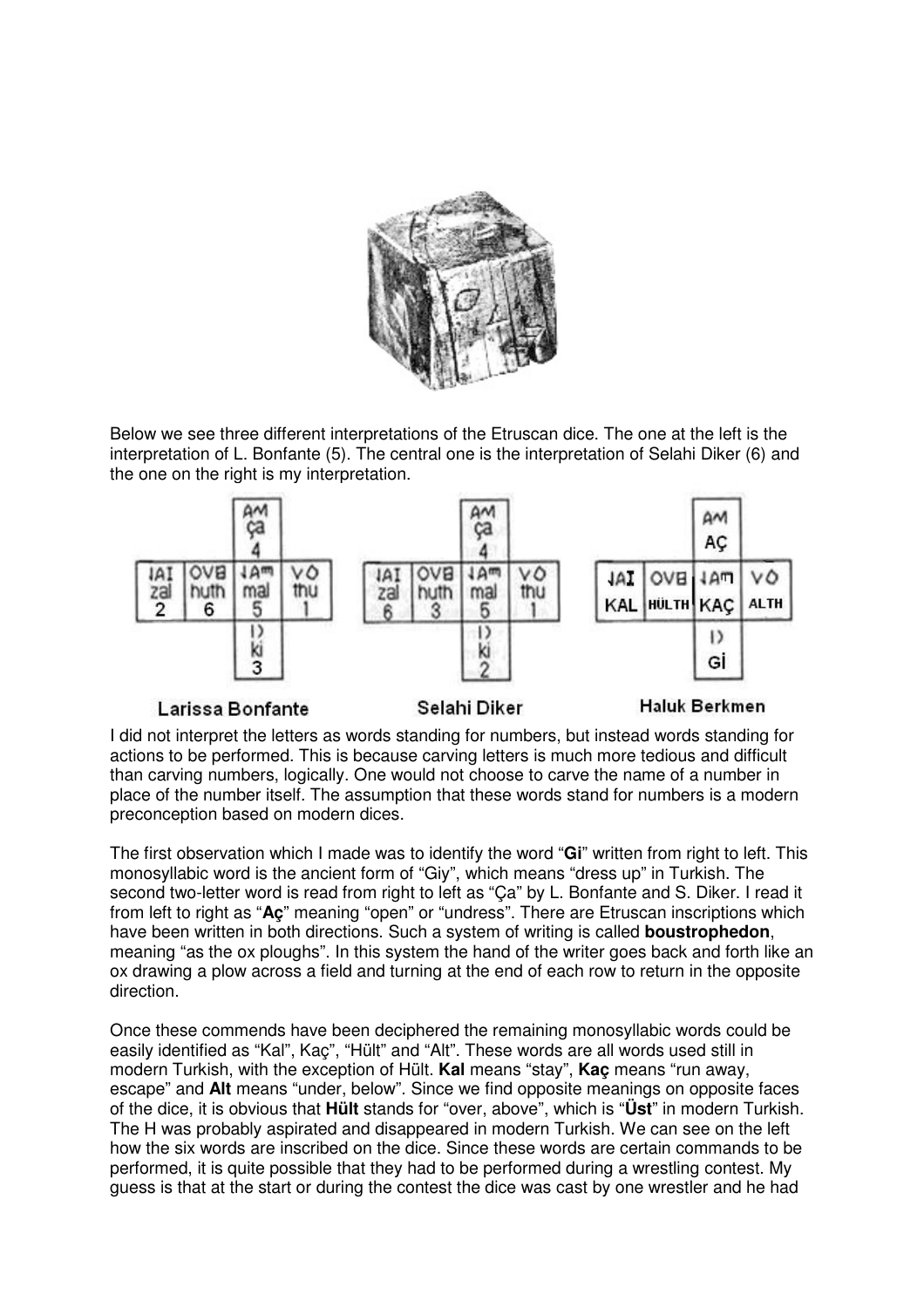Below we see three different interpretations of the Etruscan dice. The one at the left is the interpretation of L. Bonfante (5). The central one is the interpretation of Selahi Diker (6) and the one on the right is my interpretation.

Larissa Bonfante

Selahi Diker

Haluk Berkmen

I did not interpret the letters as words standing for numbers, but instead words standing for actions to be performed. This is because carving letters is much more tedious and difficult than carving numbers, logically. One would not choose to carve the name of a number in place of the number itself. The assumption that these words stand for numbers is a modern preconception based on modern dices.

The first observation which I made was to identify the word "**Gi**" written from right to left. This monosyllabic word is the ancient form of "Giy", which means "dress up" in Turkish. The second two-letter word is read from right to left as "Ça" by L. Bonfante and S. Diker. I read it from left to right as "**Aç**" meaning "open" or "undress". There are Etruscan inscriptions which have been written in both directions. Such a system of writing is called **boustrophedon**, meaning "as the ox ploughs". In this system the hand of the writer goes back and forth like an ox drawing a plow across a field and turning at the end of each row to return in the opposite direction.

Once these commends have been deciphered the remaining monosyllabic words could be easily identified as "Kal", Kaç", "Hült" and "Alt". These words are all words used still in modern Turkish, with the exception of Hült. **Kal** means "stay", **Kaç** means "run away, escape" and **Alt** means "under, below". Since we find opposite meanings on opposite faces of the dice, it is obvious that **Hült** stands for "over, above", which is "**Üst**" in modern Turkish. The H was probably aspirated and disappeared in modern Turkish. We can see on the left how the six words are inscribed on the dice. Since these words are certain commands to be performed, it is quite possible that they had to be performed during a wrestling contest. My guess is that at the start or during the contest the dice was cast by one wrestler and he had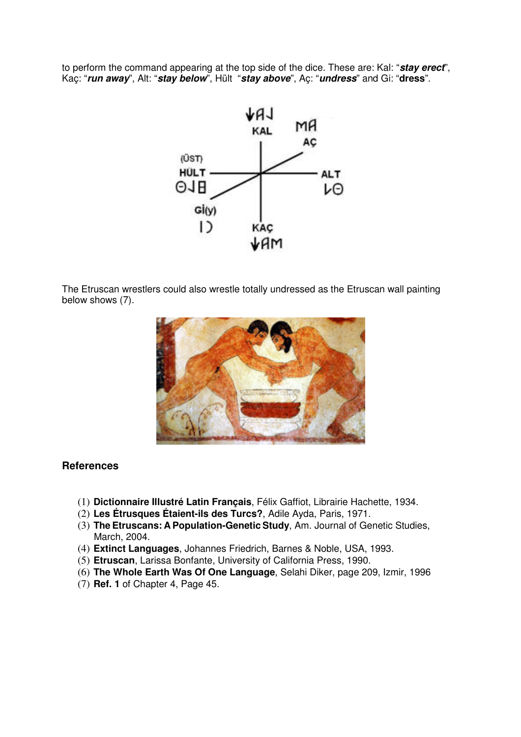to perform the command appearing at the top side of the dice. These are: Kal: "***stay erect***", Kaç: "***run away***", Alt: "***stay below***", Hült "***stay above***", Aç: "***undress***" and Gi: "**dress**".

KAL

AÇ

(ÜST)
HULT

ALT

Gi(y)

KAÇ

The Etruscan wrestlers could also wrestle totally undressed as the Etruscan wall painting below shows (7).

## References

(1) **Dictionnaire Illustré Latin Français**, Félix Gaffiot, Librairie Hachette, 1934.
(2) **Les Étrusques Étaient-ils des Turcs?**, Adile Ayda, Paris, 1971.
(3) **The Etruscans: A Population-Genetic Study**, Am. Journal of Genetic Studies, March, 2004.
(4) **Extinct Languages**, Johannes Friedrich, Barnes & Noble, USA, 1993.
(5) **Etruscan**, Larissa Bonfante, University of California Press, 1990.
(6) **The Whole Earth Was Of One Language**, Selahi Diker, page 209, Izmir, 1996
(7) **Ref. 1** of Chapter 4, Page 45.